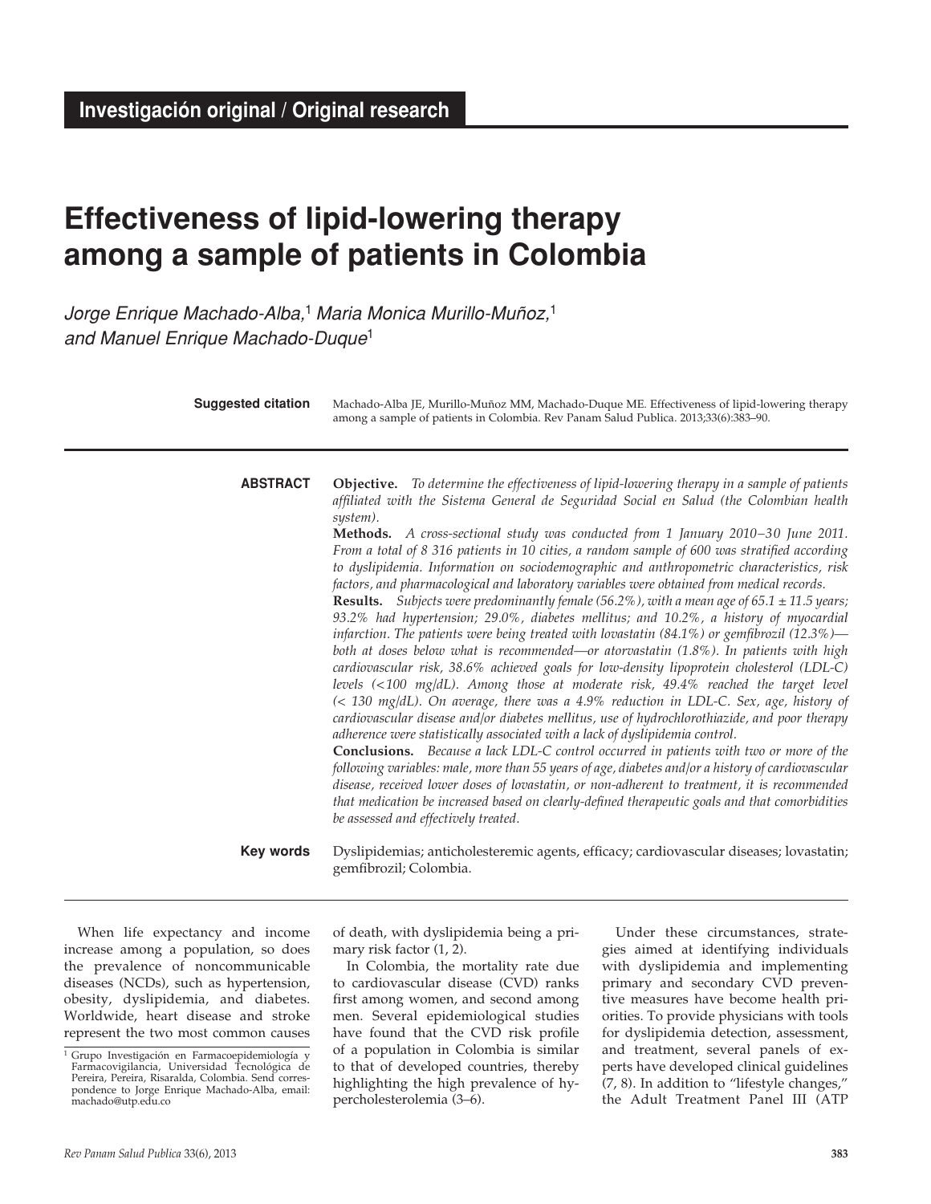**Investigación original / Original research**

# Effectiveness of lipid-lowering therapy among a sample of patients in Colombia

*Jorge Enrique Machado-Alba,*[1] *Maria Monica Murillo-Muñoz,*[1] *and Manuel Enrique Machado-Duque*[1]

**Suggested citation** Machado-Alba JE, Murillo-Muñoz MM, Machado-Duque ME. Effectiveness of lipid-lowering therapy among a sample of patients in Colombia. Rev Panam Salud Publica. 2013;33(6):383–90.

**ABSTRACT**

**Objective.** *To determine the effectiveness of lipid-lowering therapy in a sample of patients affiliated with the Sistema General de Seguridad Social en Salud (the Colombian health system).*

**Methods.** *A cross-sectional study was conducted from 1 January 2010–30 June 2011. From a total of 8 316 patients in 10 cities, a random sample of 600 was stratified according to dyslipidemia. Information on sociodemographic and anthropometric characteristics, risk factors, and pharmacological and laboratory variables were obtained from medical records.*

**Results.** *Subjects were predominantly female (56.2%), with a mean age of 65.1 ± 11.5 years; 93.2% had hypertension; 29.0%, diabetes mellitus; and 10.2%, a history of myocardial infarction. The patients were being treated with lovastatin (84.1%) or gemfibrozil (12.3%)—both at doses below what is recommended—or atorvastatin (1.8%). In patients with high cardiovascular risk, 38.6% achieved goals for low-density lipoprotein cholesterol (LDL-C) levels (<100 mg/dL). Among those at moderate risk, 49.4% reached the target level (< 130 mg/dL). On average, there was a 4.9% reduction in LDL-C. Sex, age, history of cardiovascular disease and/or diabetes mellitus, use of hydrochlorothiazide, and poor therapy adherence were statistically associated with a lack of dyslipidemia control.*

**Conclusions.** *Because a lack LDL-C control occurred in patients with two or more of the following variables: male, more than 55 years of age, diabetes and/or a history of cardiovascular disease, received lower doses of lovastatin, or non-adherent to treatment, it is recommended that medication be increased based on clearly-defined therapeutic goals and that comorbidities be assessed and effectively treated.*

**Key words** Dyslipidemias; anticholesteremic agents, efficacy; cardiovascular diseases; lovastatin; gemfibrozil; Colombia.

When life expectancy and income increase among a population, so does the prevalence of noncommunicable diseases (NCDs), such as hypertension, obesity, dyslipidemia, and diabetes. Worldwide, heart disease and stroke represent the two most common causes of death, with dyslipidemia being a primary risk factor (1, 2).

In Colombia, the mortality rate due to cardiovascular disease (CVD) ranks first among women, and second among men. Several epidemiological studies have found that the CVD risk profile of a population in Colombia is similar to that of developed countries, thereby highlighting the high prevalence of hypercholesterolemia (3–6).

Under these circumstances, strategies aimed at identifying individuals with dyslipidemia and implementing primary and secondary CVD preventive measures have become health priorities. To provide physicians with tools for dyslipidemia detection, assessment, and treatment, several panels of experts have developed clinical guidelines (7, 8). In addition to "lifestyle changes," the Adult Treatment Panel III (ATP

[1] Grupo Investigación en Farmacoepidemiología y Farmacovigilancia, Universidad Tecnológica de Pereira, Pereira, Risaralda, Colombia. Send correspondence to Jorge Enrique Machado-Alba, email: machado@utp.edu.co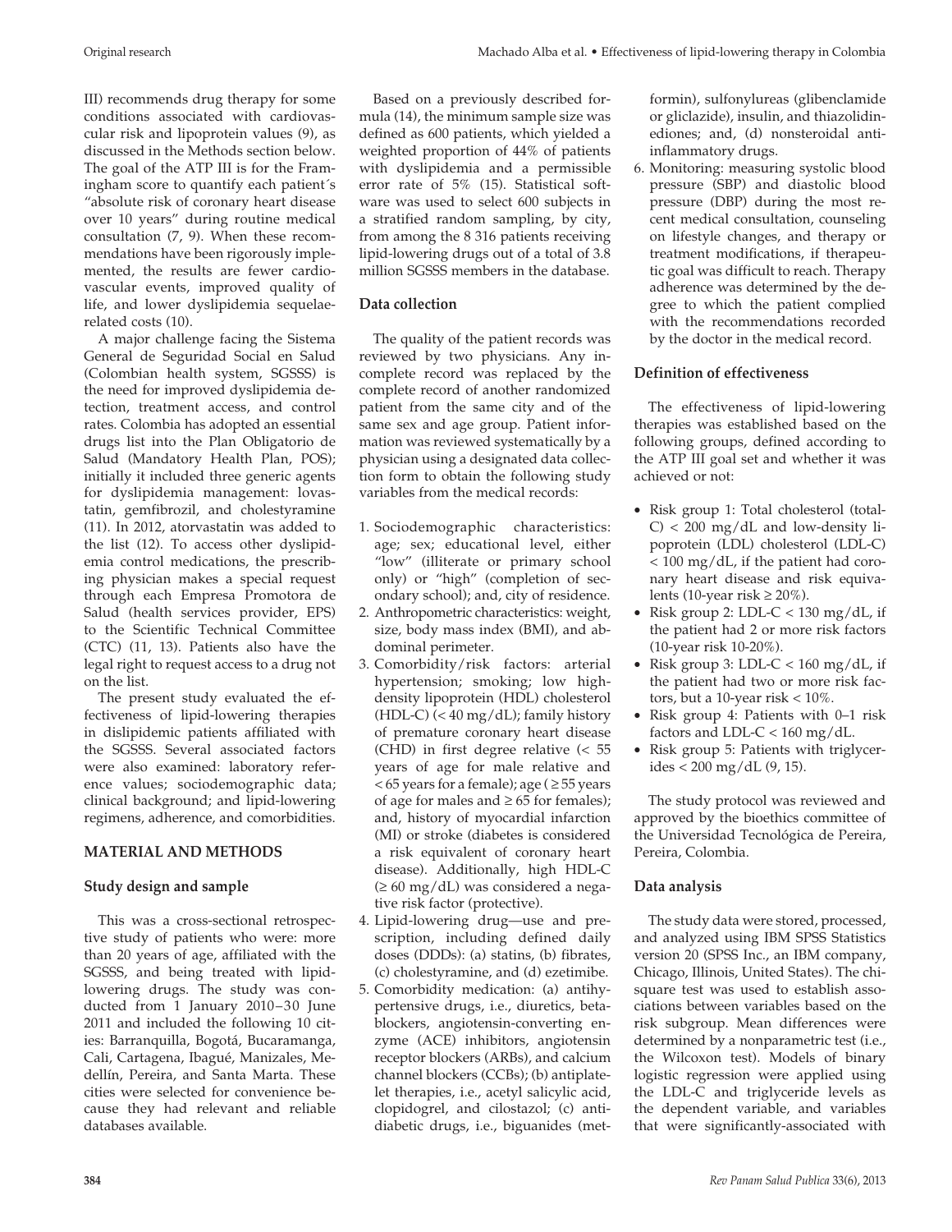III) recommends drug therapy for some conditions associated with cardiovascular risk and lipoprotein values (9), as discussed in the Methods section below. The goal of the ATP III is for the Framingham score to quantify each patient´s "absolute risk of coronary heart disease over 10 years" during routine medical consultation (7, 9). When these recommendations have been rigorously implemented, the results are fewer cardiovascular events, improved quality of life, and lower dyslipidemia sequelae-related costs (10).

A major challenge facing the Sistema General de Seguridad Social en Salud (Colombian health system, SGSSS) is the need for improved dyslipidemia detection, treatment access, and control rates. Colombia has adopted an essential drugs list into the Plan Obligatorio de Salud (Mandatory Health Plan, POS); initially it included three generic agents for dyslipidemia management: lovastatin, gemfibrozil, and cholestyramine (11). In 2012, atorvastatin was added to the list (12). To access other dyslipidemia control medications, the prescribing physician makes a special request through each Empresa Promotora de Salud (health services provider, EPS) to the Scientific Technical Committee (CTC) (11, 13). Patients also have the legal right to request access to a drug not on the list.

The present study evaluated the effectiveness of lipid-lowering therapies in dislipidemic patients affiliated with the SGSSS. Several associated factors were also examined: laboratory reference values; sociodemographic data; clinical background; and lipid-lowering regimens, adherence, and comorbidities.

## MATERIAL AND METHODS

### Study design and sample

This was a cross-sectional retrospective study of patients who were: more than 20 years of age, affiliated with the SGSSS, and being treated with lipid-lowering drugs. The study was conducted from 1 January 2010–30 June 2011 and included the following 10 cities: Barranquilla, Bogotá, Bucaramanga, Cali, Cartagena, Ibagué, Manizales, Medellín, Pereira, and Santa Marta. These cities were selected for convenience because they had relevant and reliable databases available.

Based on a previously described formula (14), the minimum sample size was defined as 600 patients, which yielded a weighted proportion of 44% of patients with dyslipidemia and a permissible error rate of 5% (15). Statistical software was used to select 600 subjects in a stratified random sampling, by city, from among the 8 316 patients receiving lipid-lowering drugs out of a total of 3.8 million SGSSS members in the database.

### Data collection

The quality of the patient records was reviewed by two physicians. Any incomplete record was replaced by the complete record of another randomized patient from the same city and of the same sex and age group. Patient information was reviewed systematically by a physician using a designated data collection form to obtain the following study variables from the medical records:

1. Sociodemographic characteristics: age; sex; educational level, either "low" (illiterate or primary school only) or "high" (completion of secondary school); and, city of residence.
2. Anthropometric characteristics: weight, size, body mass index (BMI), and abdominal perimeter.
3. Comorbidity/risk factors: arterial hypertension; smoking; low high-density lipoprotein (HDL) cholesterol (HDL-C) (< 40 mg/dL); family history of premature coronary heart disease (CHD) in first degree relative (< 55 years of age for male relative and < 65 years for a female); age (≥ 55 years of age for males and ≥ 65 for females); and, history of myocardial infarction (MI) or stroke (diabetes is considered a risk equivalent of coronary heart disease). Additionally, high HDL-C (≥ 60 mg/dL) was considered a negative risk factor (protective).
4. Lipid-lowering drug—use and prescription, including defined daily doses (DDDs): (a) statins, (b) fibrates, (c) cholestyramine, and (d) ezetimibe.
5. Comorbidity medication: (a) antihypertensive drugs, i.e., diuretics, beta-blockers, angiotensin-converting enzyme (ACE) inhibitors, angiotensin receptor blockers (ARBs), and calcium channel blockers (CCBs); (b) antiplatelet therapies, i.e., acetyl salicylic acid, clopidogrel, and cilostazol; (c) antidiabetic drugs, i.e., biguanides (metformin), sulfonylureas (glibenclamide or gliclazide), insulin, and thiazolidinediones; and, (d) nonsteroidal anti-inflammatory drugs.
6. Monitoring: measuring systolic blood pressure (SBP) and diastolic blood pressure (DBP) during the most recent medical consultation, counseling on lifestyle changes, and therapy or treatment modifications, if therapeutic goal was difficult to reach. Therapy adherence was determined by the degree to which the patient complied with the recommendations recorded by the doctor in the medical record.

### Definition of effectiveness

The effectiveness of lipid-lowering therapies was established based on the following groups, defined according to the ATP III goal set and whether it was achieved or not:

- Risk group 1: Total cholesterol (total-C) < 200 mg/dL and low-density lipoprotein (LDL) cholesterol (LDL-C) < 100 mg/dL, if the patient had coronary heart disease and risk equivalents (10-year risk ≥ 20%).
- Risk group 2: LDL-C < 130 mg/dL, if the patient had 2 or more risk factors (10-year risk 10-20%).
- Risk group 3: LDL-C < 160 mg/dL, if the patient had two or more risk factors, but a 10-year risk < 10%.
- Risk group 4: Patients with 0–1 risk factors and LDL-C < 160 mg/dL.
- Risk group 5: Patients with triglycerides < 200 mg/dL (9, 15).

The study protocol was reviewed and approved by the bioethics committee of the Universidad Tecnológica de Pereira, Pereira, Colombia.

### Data analysis

The study data were stored, processed, and analyzed using IBM SPSS Statistics version 20 (SPSS Inc., an IBM company, Chicago, Illinois, United States). The chi-square test was used to establish associations between variables based on the risk subgroup. Mean differences were determined by a nonparametric test (i.e., the Wilcoxon test). Models of binary logistic regression were applied using the LDL-C and triglyceride levels as the dependent variable, and variables that were significantly-associated with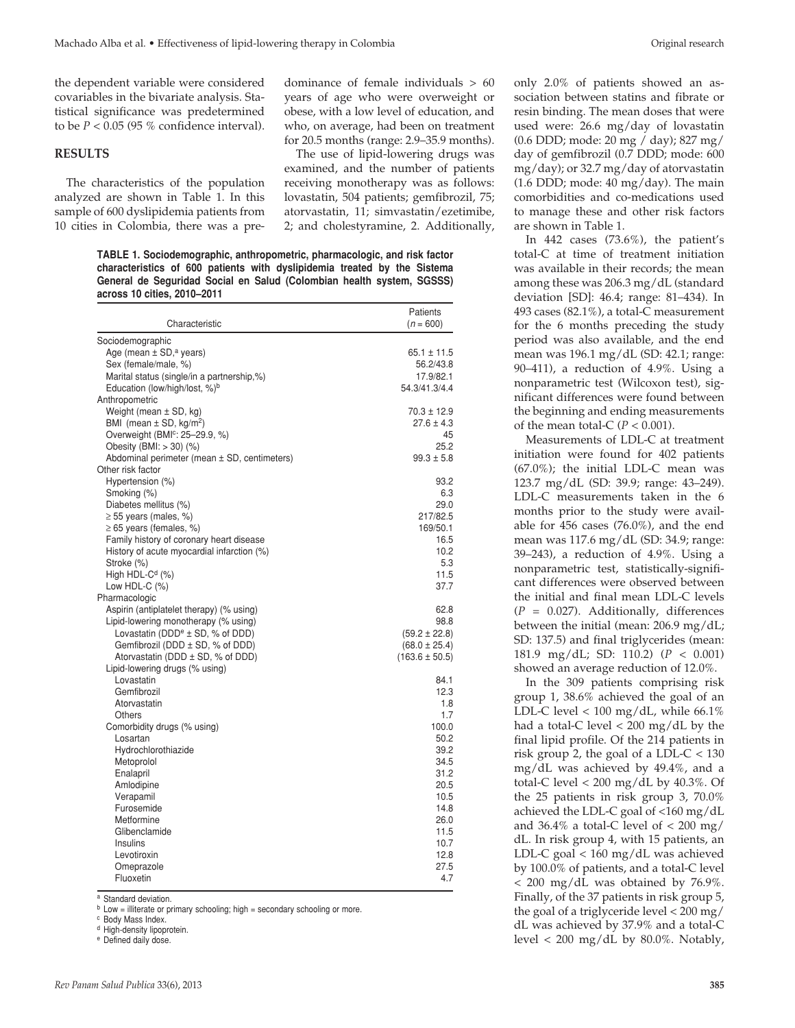the dependent variable were considered covariables in the bivariate analysis. Statistical significance was predetermined to be $P < 0.05$ (95 % confidence interval).

## RESULTS

The characteristics of the population analyzed are shown in Table 1. In this sample of 600 dyslipidemia patients from 10 cities in Colombia, there was a predominance of female individuals > 60 years of age who were overweight or obese, with a low level of education, and who, on average, had been on treatment for 20.5 months (range: 2.9–35.9 months).

The use of lipid-lowering drugs was examined, and the number of patients receiving monotherapy was as follows: lovastatin, 504 patients; gemfibrozil, 75; atorvastatin, 11; simvastatin/ezetimibe, 2; and cholestyramine, 2. Additionally, only 2.0% of patients showed an association between statins and fibrate or resin binding. The mean doses that were used were: 26.6 mg/day of lovastatin (0.6 DDD; mode: 20 mg / day); 827 mg/day of gemfibrozil (0.7 DDD; mode: 600 mg/day); or 32.7 mg/day of atorvastatin (1.6 DDD; mode: 40 mg/day). The main comorbidities and co-medications used to manage these and other risk factors are shown in Table 1.

**TABLE 1. Sociodemographic, anthropometric, pharmacologic, and risk factor characteristics of 600 patients with dyslipidemia treated by the Sistema General de Seguridad Social en Salud (Colombian health system, SGSSS) across 10 cities, 2010–2011**

| Characteristic | Patients ($n$ = 600) |
|---|---|
| Sociodemographic | |
| Age (mean ± SD,[a] years) | 65.1 ± 11.5 |
| Sex (female/male, %) | 56.2/43.8 |
| Marital status (single/in a partnership,%) | 17.9/82.1 |
| Education (low/high/lost, %)[b] | 54.3/41.3/4.4 |
| Anthropometric | |
| Weight (mean ± SD, kg) | 70.3 ± 12.9 |
| BMI (mean ± SD, kg/m$^2$) | 27.6 ± 4.3 |
| Overweight (BMI[c]: 25–29.9, %) | 45 |
| Obesity (BMI: > 30) (%) | 25.2 |
| Abdominal perimeter (mean ± SD, centimeters) | 99.3 ± 5.8 |
| Other risk factor | |
| Hypertension (%) | 93.2 |
| Smoking (%) | 6.3 |
| Diabetes mellitus (%) | 29.0 |
| ≥ 55 years (males, %) | 217/82.5 |
| ≥ 65 years (females, %) | 169/50.1 |
| Family history of coronary heart disease | 16.5 |
| History of acute myocardial infarction (%) | 10.2 |
| Stroke (%) | 5.3 |
| High HDL-C[d] (%) | 11.5 |
| Low HDL-C (%) | 37.7 |
| Pharmacologic | |
| Aspirin (antiplatelet therapy) (% using) | 62.8 |
| Lipid-lowering monotherapy (% using) | 98.8 |
| Lovastatin (DDD[e] ± SD, % of DDD) | (59.2 ± 22.8) |
| Gemfibrozil (DDD ± SD, % of DDD) | (68.0 ± 25.4) |
| Atorvastatin (DDD ± SD, % of DDD) | (163.6 ± 50.5) |
| Lipid-lowering drugs (% using) | |
| Lovastatin | 84.1 |
| Gemfibrozil | 12.3 |
| Atorvastatin | 1.8 |
| Others | 1.7 |
| Comorbidity drugs (% using) | 100.0 |
| Losartan | 50.2 |
| Hydrochlorothiazide | 39.2 |
| Metoprolol | 34.5 |
| Enalapril | 31.2 |
| Amlodipine | 20.5 |
| Verapamil | 10.5 |
| Furosemide | 14.8 |
| Metformine | 26.0 |
| Glibenclamide | 11.5 |
| Insulins | 10.7 |
| Levotiroxin | 12.8 |
| Omeprazole | 27.5 |
| Fluoxetin | 4.7 |

[a] Standard deviation.
[b] Low = illiterate or primary schooling; high = secondary schooling or more.
[c] Body Mass Index.
[d] High-density lipoprotein.
[e] Defined daily dose.

In 442 cases (73.6%), the patient's total-C at time of treatment initiation was available in their records; the mean among these was 206.3 mg/dL (standard deviation [SD]: 46.4; range: 81–434). In 493 cases (82.1%), a total-C measurement for the 6 months preceding the study period was also available, and the end mean was 196.1 mg/dL (SD: 42.1; range: 90–411), a reduction of 4.9%. Using a nonparametric test (Wilcoxon test), significant differences were found between the beginning and ending measurements of the mean total-C ($P < 0.001$).

Measurements of LDL-C at treatment initiation were found for 402 patients (67.0%); the initial LDL-C mean was 123.7 mg/dL (SD: 39.9; range: 43–249). LDL-C measurements taken in the 6 months prior to the study were available for 456 cases (76.0%), and the end mean was 117.6 mg/dL (SD: 34.9; range: 39–243), a reduction of 4.9%. Using a nonparametric test, statistically-significant differences were observed between the initial and final mean LDL-C levels ($P = 0.027$). Additionally, differences between the initial (mean: 206.9 mg/dL; SD: 137.5) and final triglycerides (mean: 181.9 mg/dL; SD: 110.2) ($P < 0.001$) showed an average reduction of 12.0%.

In the 309 patients comprising risk group 1, 38.6% achieved the goal of an LDL-C level < 100 mg/dL, while 66.1% had a total-C level < 200 mg/dL by the final lipid profile. Of the 214 patients in risk group 2, the goal of a LDL-C < 130 mg/dL was achieved by 49.4%, and a total-C level < 200 mg/dL by 40.3%. Of the 25 patients in risk group 3, 70.0% achieved the LDL-C goal of <160 mg/dL and 36.4% a total-C level of < 200 mg/dL. In risk group 4, with 15 patients, an LDL-C goal < 160 mg/dL was achieved by 100.0% of patients, and a total-C level < 200 mg/dL was obtained by 76.9%. Finally, of the 37 patients in risk group 5, the goal of a triglyceride level < 200 mg/dL was achieved by 37.9% and a total-C level < 200 mg/dL by 80.0%. Notably,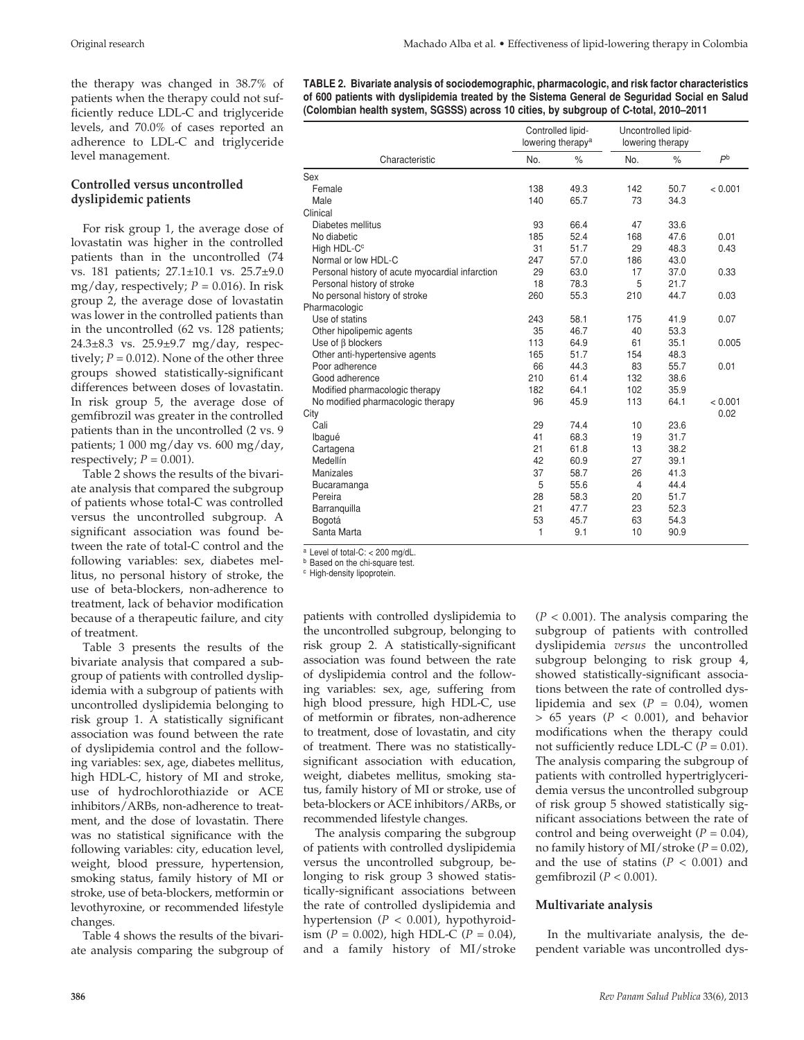the therapy was changed in 38.7% of patients when the therapy could not sufficiently reduce LDL-C and triglyceride levels, and 70.0% of cases reported an adherence to LDL-C and triglyceride level management.

### Controlled versus uncontrolled dyslipidemic patients

For risk group 1, the average dose of lovastatin was higher in the controlled patients than in the uncontrolled (74 vs. 181 patients; 27.1±10.1 vs. 25.7±9.0 mg/day, respectively; $P = 0.016$). In risk group 2, the average dose of lovastatin was lower in the controlled patients than in the uncontrolled (62 vs. 128 patients; 24.3±8.3 vs. 25.9±9.7 mg/day, respectively; $P = 0.012$). None of the other three groups showed statistically-significant differences between doses of lovastatin. In risk group 5, the average dose of gemfibrozil was greater in the controlled patients than in the uncontrolled (2 vs. 9 patients; 1 000 mg/day vs. 600 mg/day, respectively; $P = 0.001$).

Table 2 shows the results of the bivariate analysis that compared the subgroup of patients whose total-C was controlled versus the uncontrolled subgroup. A significant association was found between the rate of total-C control and the following variables: sex, diabetes mellitus, no personal history of stroke, the use of beta-blockers, non-adherence to treatment, lack of behavior modification because of a therapeutic failure, and city of treatment.

Table 3 presents the results of the bivariate analysis that compared a subgroup of patients with controlled dyslipidemia with a subgroup of patients with uncontrolled dyslipidemia belonging to risk group 1. A statistically significant association was found between the rate of dyslipidemia control and the following variables: sex, age, diabetes mellitus, high HDL-C, history of MI and stroke, use of hydrochlorothiazide or ACE inhibitors/ARBs, non-adherence to treatment, and the dose of lovastatin. There was no statistical significance with the following variables: city, education level, weight, blood pressure, hypertension, smoking status, family history of MI or stroke, use of beta-blockers, metformin or levothyroxine, or recommended lifestyle changes.

Table 4 shows the results of the bivariate analysis comparing the subgroup of patients with controlled dyslipidemia to the uncontrolled subgroup, belonging to risk group 2. A statistically-significant association was found between the rate of dyslipidemia control and the following variables: sex, age, suffering from high blood pressure, high HDL-C, use of metformin or fibrates, non-adherence to treatment, dose of lovastatin, and city of treatment. There was no statistically-significant association with education, weight, diabetes mellitus, smoking status, family history of MI or stroke, use of beta-blockers or ACE inhibitors/ARBs, or recommended lifestyle changes.

The analysis comparing the subgroup of patients with controlled dyslipidemia versus the uncontrolled subgroup, belonging to risk group 3 showed statistically-significant associations between the rate of controlled dyslipidemia and hypertension ($P < 0.001$), hypothyroidism ($P = 0.002$), high HDL-C ($P = 0.04$), and a family history of MI/stroke ($P < 0.001$). The analysis comparing the subgroup of patients with controlled dyslipidemia *versus* the uncontrolled subgroup belonging to risk group 4, showed statistically-significant associations between the rate of controlled dyslipidemia and sex ($P = 0.04$), women > 65 years ($P < 0.001$), and behavior modifications when the therapy could not sufficiently reduce LDL-C ($P = 0.01$). The analysis comparing the subgroup of patients with controlled hypertriglyceridemia versus the uncontrolled subgroup of risk group 5 showed statistically significant associations between the rate of control and being overweight ($P = 0.04$), no family history of MI/stroke ($P = 0.02$), and the use of statins ($P < 0.001$) and gemfibrozil ($P < 0.001$).

**TABLE 2. Bivariate analysis of sociodemographic, pharmacologic, and risk factor characteristics of 600 patients with dyslipidemia treated by the Sistema General de Seguridad Social en Salud (Colombian health system, SGSSS) across 10 cities, by subgroup of C-total, 2010–2011**

| Characteristic | Controlled lipid-lowering therapy[a] | | Uncontrolled lipid-lowering therapy | | |
|---|---|---|---|---|---|
| | No. | % | No. | % | $P$[b] |
| Sex | | | | | |
| Female | 138 | 49.3 | 142 | 50.7 | < 0.001 |
| Male | 140 | 65.7 | 73 | 34.3 | |
| Clinical | | | | | |
| Diabetes mellitus | 93 | 66.4 | 47 | 33.6 | |
| No diabetic | 185 | 52.4 | 168 | 47.6 | 0.01 |
| High HDL-C[c] | 31 | 51.7 | 29 | 48.3 | 0.43 |
| Normal or low HDL-C | 247 | 57.0 | 186 | 43.0 | |
| Personal history of acute myocardial infarction | 29 | 63.0 | 17 | 37.0 | 0.33 |
| Personal history of stroke | 18 | 78.3 | 5 | 21.7 | |
| No personal history of stroke | 260 | 55.3 | 210 | 44.7 | 0.03 |
| Pharmacologic | | | | | |
| Use of statins | 243 | 58.1 | 175 | 41.9 | 0.07 |
| Other hipolipemic agents | 35 | 46.7 | 40 | 53.3 | |
| Use of β blockers | 113 | 64.9 | 61 | 35.1 | 0.005 |
| Other anti-hypertensive agents | 165 | 51.7 | 154 | 48.3 | |
| Poor adherence | 66 | 44.3 | 83 | 55.7 | 0.01 |
| Good adherence | 210 | 61.4 | 132 | 38.6 | |
| Modified pharmacologic therapy | 182 | 64.1 | 102 | 35.9 | |
| No modified pharmacologic therapy | 96 | 45.9 | 113 | 64.1 | < 0.001 |
| City | | | | | 0.02 |
| Cali | 29 | 74.4 | 10 | 23.6 | |
| Ibagué | 41 | 68.3 | 19 | 31.7 | |
| Cartagena | 21 | 61.8 | 13 | 38.2 | |
| Medellín | 42 | 60.9 | 27 | 39.1 | |
| Manizales | 37 | 58.7 | 26 | 41.3 | |
| Bucaramanga | 5 | 55.6 | 4 | 44.4 | |
| Pereira | 28 | 58.3 | 20 | 51.7 | |
| Barranquilla | 21 | 47.7 | 23 | 52.3 | |
| Bogotá | 53 | 45.7 | 63 | 54.3 | |
| Santa Marta | 1 | 9.1 | 10 | 90.9 | |

[a] Level of total-C: < 200 mg/dL.
[b] Based on the chi-square test.
[c] High-density lipoprotein.

### Multivariate analysis

In the multivariate analysis, the dependent variable was uncontrolled dys-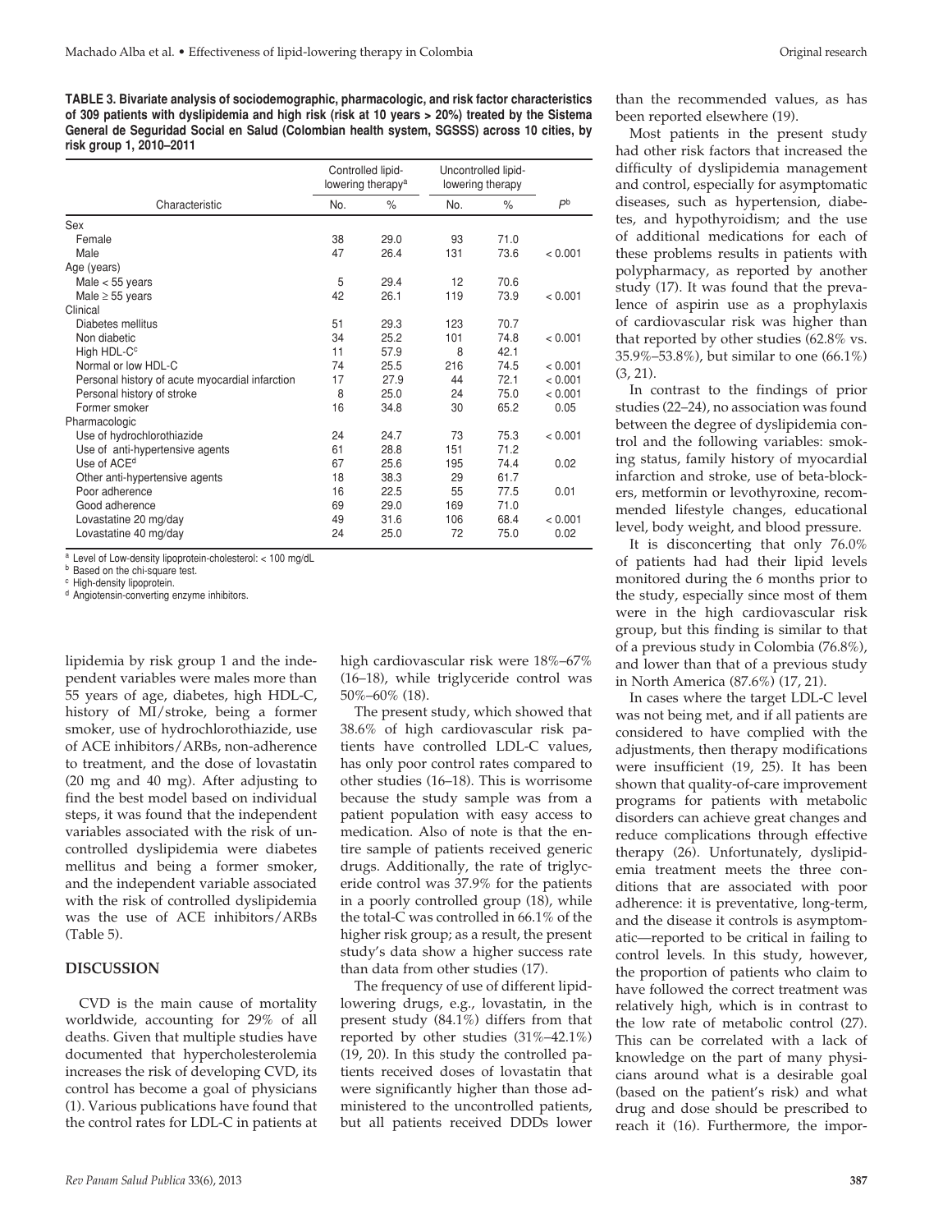**TABLE 3. Bivariate analysis of sociodemographic, pharmacologic, and risk factor characteristics of 309 patients with dyslipidemia and high risk (risk at 10 years > 20%) treated by the Sistema General de Seguridad Social en Salud (Colombian health system, SGSSS) across 10 cities, by risk group 1, 2010–2011**

| Characteristic | Controlled lipid-lowering therapy[a] | | Uncontrolled lipid-lowering therapy | | |
|---|---|---|---|---|---|
| | No. | % | No. | % | $P$[b] |
| Sex | | | | | |
| Female | 38 | 29.0 | 93 | 71.0 | |
| Male | 47 | 26.4 | 131 | 73.6 | < 0.001 |
| Age (years) | | | | | |
| Male < 55 years | 5 | 29.4 | 12 | 70.6 | |
| Male ≥ 55 years | 42 | 26.1 | 119 | 73.9 | < 0.001 |
| Clinical | | | | | |
| Diabetes mellitus | 51 | 29.3 | 123 | 70.7 | |
| Non diabetic | 34 | 25.2 | 101 | 74.8 | < 0.001 |
| High HDL-C[c] | 11 | 57.9 | 8 | 42.1 | |
| Normal or low HDL-C | 74 | 25.5 | 216 | 74.5 | < 0.001 |
| Personal history of acute myocardial infarction | 17 | 27.9 | 44 | 72.1 | < 0.001 |
| Personal history of stroke | 8 | 25.0 | 24 | 75.0 | < 0.001 |
| Former smoker | 16 | 34.8 | 30 | 65.2 | 0.05 |
| Pharmacologic | | | | | |
| Use of hydrochlorothiazide | 24 | 24.7 | 73 | 75.3 | < 0.001 |
| Use of anti-hypertensive agents | 61 | 28.8 | 151 | 71.2 | |
| Use of ACE[d] | 67 | 25.6 | 195 | 74.4 | 0.02 |
| Other anti-hypertensive agents | 18 | 38.3 | 29 | 61.7 | |
| Poor adherence | 16 | 22.5 | 55 | 77.5 | 0.01 |
| Good adherence | 69 | 29.0 | 169 | 71.0 | |
| Lovastatine 20 mg/day | 49 | 31.6 | 106 | 68.4 | < 0.001 |
| Lovastatine 40 mg/day | 24 | 25.0 | 72 | 75.0 | 0.02 |

[a] Level of Low-density lipoprotein-cholesterol: < 100 mg/dL
[b] Based on the chi-square test.
[c] High-density lipoprotein.
[d] Angiotensin-converting enzyme inhibitors.

lipidemia by risk group 1 and the independent variables were males more than 55 years of age, diabetes, high HDL-C, history of MI/stroke, being a former smoker, use of hydrochlorothiazide, use of ACE inhibitors/ARBs, non-adherence to treatment, and the dose of lovastatin (20 mg and 40 mg). After adjusting to find the best model based on individual steps, it was found that the independent variables associated with the risk of uncontrolled dyslipidemia were diabetes mellitus and being a former smoker, and the independent variable associated with the risk of controlled dyslipidemia was the use of ACE inhibitors/ARBs (Table 5).

## DISCUSSION

CVD is the main cause of mortality worldwide, accounting for 29% of all deaths. Given that multiple studies have documented that hypercholesterolemia increases the risk of developing CVD, its control has become a goal of physicians (1). Various publications have found that the control rates for LDL-C in patients at high cardiovascular risk were 18%–67% (16–18), while triglyceride control was 50%–60% (18).

The present study, which showed that 38.6% of high cardiovascular risk patients have controlled LDL-C values, has only poor control rates compared to other studies (16–18). This is worrisome because the study sample was from a patient population with easy access to medication. Also of note is that the entire sample of patients received generic drugs. Additionally, the rate of triglyceride control was 37.9% for the patients in a poorly controlled group (18), while the total-C was controlled in 66.1% of the higher risk group; as a result, the present study's data show a higher success rate than data from other studies (17).

The frequency of use of different lipid-lowering drugs, e.g., lovastatin, in the present study (84.1%) differs from that reported by other studies (31%–42.1%) (19, 20). In this study the controlled patients received doses of lovastatin that were significantly higher than those administered to the uncontrolled patients, but all patients received DDDs lower than the recommended values, as has been reported elsewhere (19).

Most patients in the present study had other risk factors that increased the difficulty of dyslipidemia management and control, especially for asymptomatic diseases, such as hypertension, diabetes, and hypothyroidism; and the use of additional medications for each of these problems results in patients with polypharmacy, as reported by another study (17). It was found that the prevalence of aspirin use as a prophylaxis of cardiovascular risk was higher than that reported by other studies (62.8% vs. 35.9%–53.8%), but similar to one (66.1%) (3, 21).

In contrast to the findings of prior studies (22–24), no association was found between the degree of dyslipidemia control and the following variables: smoking status, family history of myocardial infarction and stroke, use of beta-blockers, metformin or levothyroxine, recommended lifestyle changes, educational level, body weight, and blood pressure.

It is disconcerting that only 76.0% of patients had had their lipid levels monitored during the 6 months prior to the study, especially since most of them were in the high cardiovascular risk group, but this finding is similar to that of a previous study in Colombia (76.8%), and lower than that of a previous study in North America (87.6%) (17, 21).

In cases where the target LDL-C level was not being met, and if all patients are considered to have complied with the adjustments, then therapy modifications were insufficient (19, 25). It has been shown that quality-of-care improvement programs for patients with metabolic disorders can achieve great changes and reduce complications through effective therapy (26). Unfortunately, dyslipidemia treatment meets the three conditions that are associated with poor adherence: it is preventative, long-term, and the disease it controls is asymptomatic—reported to be critical in failing to control levels. In this study, however, the proportion of patients who claim to have followed the correct treatment was relatively high, which is in contrast to the low rate of metabolic control (27). This can be correlated with a lack of knowledge on the part of many physicians around what is a desirable goal (based on the patient's risk) and what drug and dose should be prescribed to reach it (16). Furthermore, the impor-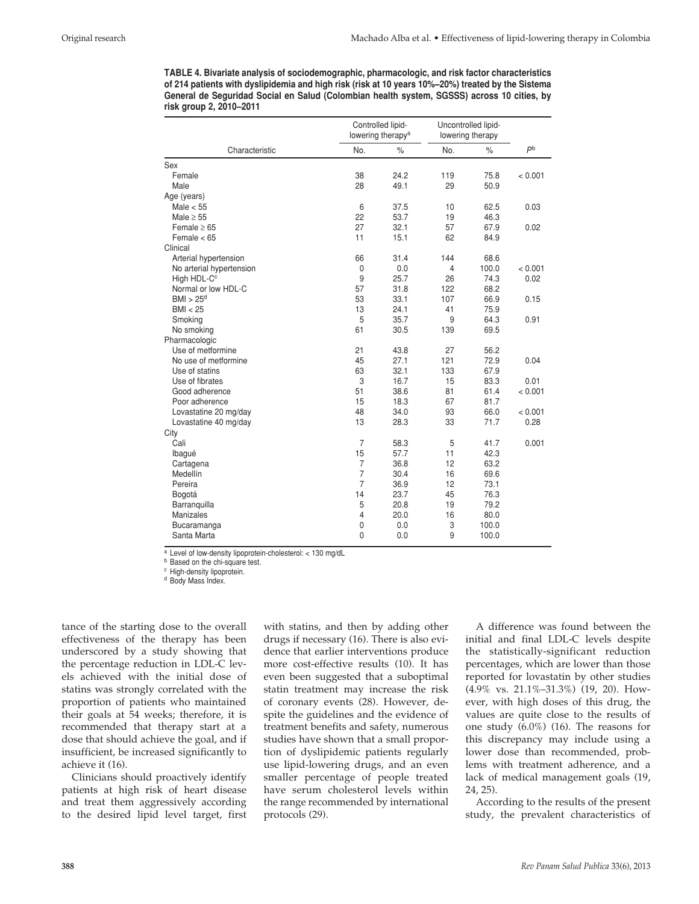**TABLE 4. Bivariate analysis of sociodemographic, pharmacologic, and risk factor characteristics of 214 patients with dyslipidemia and high risk (risk at 10 years 10%–20%) treated by the Sistema General de Seguridad Social en Salud (Colombian health system, SGSSS) across 10 cities, by risk group 2, 2010–2011**

| Characteristic | Controlled lipid-lowering therapy[a] | | Uncontrolled lipid-lowering therapy | | |
|---|---|---|---|---|---|
| | No. | % | No. | % | P[b] |
| Sex | | | | | |
| Female | 38 | 24.2 | 119 | 75.8 | < 0.001 |
| Male | 28 | 49.1 | 29 | 50.9 | |
| Age (years) | | | | | |
| Male < 55 | 6 | 37.5 | 10 | 62.5 | 0.03 |
| Male ≥ 55 | 22 | 53.7 | 19 | 46.3 | |
| Female ≥ 65 | 27 | 32.1 | 57 | 67.9 | 0.02 |
| Female < 65 | 11 | 15.1 | 62 | 84.9 | |
| Clinical | | | | | |
| Arterial hypertension | 66 | 31.4 | 144 | 68.6 | |
| No arterial hypertension | 0 | 0.0 | 4 | 100.0 | < 0.001 |
| High HDL-C[c] | 9 | 25.7 | 26 | 74.3 | 0.02 |
| Normal or low HDL-C | 57 | 31.8 | 122 | 68.2 | |
| BMI > 25[d] | 53 | 33.1 | 107 | 66.9 | 0.15 |
| BMI < 25 | 13 | 24.1 | 41 | 75.9 | |
| Smoking | 5 | 35.7 | 9 | 64.3 | 0.91 |
| No smoking | 61 | 30.5 | 139 | 69.5 | |
| Pharmacologic | | | | | |
| Use of metformine | 21 | 43.8 | 27 | 56.2 | |
| No use of metformine | 45 | 27.1 | 121 | 72.9 | 0.04 |
| Use of statins | 63 | 32.1 | 133 | 67.9 | |
| Use of fibrates | 3 | 16.7 | 15 | 83.3 | 0.01 |
| Good adherence | 51 | 38.6 | 81 | 61.4 | < 0.001 |
| Poor adherence | 15 | 18.3 | 67 | 81.7 | |
| Lovastatine 20 mg/day | 48 | 34.0 | 93 | 66.0 | < 0.001 |
| Lovastatine 40 mg/day | 13 | 28.3 | 33 | 71.7 | 0.28 |
| City | | | | | |
| Cali | 7 | 58.3 | 5 | 41.7 | 0.001 |
| Ibagué | 15 | 57.7 | 11 | 42.3 | |
| Cartagena | 7 | 36.8 | 12 | 63.2 | |
| Medellín | 7 | 30.4 | 16 | 69.6 | |
| Pereira | 7 | 36.9 | 12 | 73.1 | |
| Bogotá | 14 | 23.7 | 45 | 76.3 | |
| Barranquilla | 5 | 20.8 | 19 | 79.2 | |
| Manizales | 4 | 20.0 | 16 | 80.0 | |
| Bucaramanga | 0 | 0.0 | 3 | 100.0 | |
| Santa Marta | 0 | 0.0 | 9 | 100.0 | |

[a] Level of low-density lipoprotein-cholesterol: < 130 mg/dL
[b] Based on the chi-square test.
[c] High-density lipoprotein.
[d] Body Mass Index.

tance of the starting dose to the overall effectiveness of the therapy has been underscored by a study showing that the percentage reduction in LDL-C levels achieved with the initial dose of statins was strongly correlated with the proportion of patients who maintained their goals at 54 weeks; therefore, it is recommended that therapy start at a dose that should achieve the goal, and if insufficient, be increased significantly to achieve it (16).

Clinicians should proactively identify patients at high risk of heart disease and treat them aggressively according to the desired lipid level target, first with statins, and then by adding other drugs if necessary (16). There is also evidence that earlier interventions produce more cost-effective results (10). It has even been suggested that a suboptimal statin treatment may increase the risk of coronary events (28). However, despite the guidelines and the evidence of treatment benefits and safety, numerous studies have shown that a small proportion of dyslipidemic patients regularly use lipid-lowering drugs, and an even smaller percentage of people treated have serum cholesterol levels within the range recommended by international protocols (29).

A difference was found between the initial and final LDL-C levels despite the statistically-significant reduction percentages, which are lower than those reported for lovastatin by other studies (4.9% vs. 21.1%–31.3%) (19, 20). However, with high doses of this drug, the values are quite close to the results of one study (6.0%) (16). The reasons for this discrepancy may include using a lower dose than recommended, problems with treatment adherence, and a lack of medical management goals (19, 24, 25).

According to the results of the present study, the prevalent characteristics of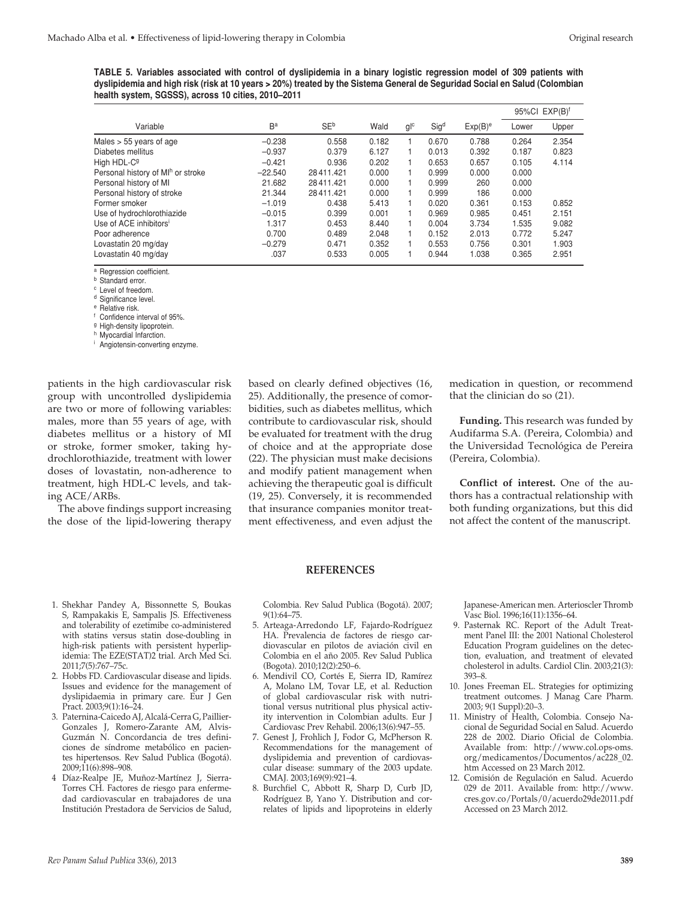**TABLE 5. Variables associated with control of dyslipidemia in a binary logistic regression model of 309 patients with dyslipidemia and high risk (risk at 10 years > 20%) treated by the Sistema General de Seguridad Social en Salud (Colombian health system, SGSSS), across 10 cities, 2010–2011**

| Variable | B[a] | SE[b] | Wald | gl[c] | Sig[d] | Exp(B)[e] | 95%CI EXP(B)[f] | |
|---|---|---|---|---|---|---|---|---|
| | | | | | | | Lower | Upper |
| Males > 55 years of age | −0.238 | 0.558 | 0.182 | 1 | 0.670 | 0.788 | 0.264 | 2.354 |
| Diabetes mellitus | −0.937 | 0.379 | 6.127 | 1 | 0.013 | 0.392 | 0.187 | 0.823 |
| High HDL-C[g] | −0.421 | 0.936 | 0.202 | 1 | 0.653 | 0.657 | 0.105 | 4.114 |
| Personal history of MI[h] or stroke | −22.540 | 28 411.421 | 0.000 | 1 | 0.999 | 0.000 | 0.000 | |
| Personal history of MI | 21.682 | 28 411.421 | 0.000 | 1 | 0.999 | 260 | 0.000 | |
| Personal history of stroke | 21.344 | 28 411.421 | 0.000 | 1 | 0.999 | 186 | 0.000 | |
| Former smoker | −1.019 | 0.438 | 5.413 | 1 | 0.020 | 0.361 | 0.153 | 0.852 |
| Use of hydrochlorothiazide | −0.015 | 0.399 | 0.001 | 1 | 0.969 | 0.985 | 0.451 | 2.151 |
| Use of ACE inhibitors[i] | 1.317 | 0.453 | 8.440 | 1 | 0.004 | 3.734 | 1.535 | 9.082 |
| Poor adherence | 0.700 | 0.489 | 2.048 | 1 | 0.152 | 2.013 | 0.772 | 5.247 |
| Lovastatin 20 mg/day | −0.279 | 0.471 | 0.352 | 1 | 0.553 | 0.756 | 0.301 | 1.903 |
| Lovastatin 40 mg/day | .037 | 0.533 | 0.005 | 1 | 0.944 | 1.038 | 0.365 | 2.951 |

[a] Regression coefficient.
[b] Standard error.
[c] Level of freedom.
[d] Significance level.
[e] Relative risk.
[f] Confidence interval of 95%.
[g] High-density lipoprotein.
[h] Myocardial Infarction.
[i] Angiotensin-converting enzyme.

patients in the high cardiovascular risk group with uncontrolled dyslipidemia are two or more of following variables: males, more than 55 years of age, with diabetes mellitus or a history of MI or stroke, former smoker, taking hydrochlorothiazide, treatment with lower doses of lovastatin, non-adherence to treatment, high HDL-C levels, and taking ACE/ARBs.

The above findings support increasing the dose of the lipid-lowering therapy based on clearly defined objectives (16, 25). Additionally, the presence of comorbidities, such as diabetes mellitus, which contribute to cardiovascular risk, should be evaluated for treatment with the drug of choice and at the appropriate dose (22). The physician must make decisions and modify patient management when achieving the therapeutic goal is difficult (19, 25). Conversely, it is recommended that insurance companies monitor treatment effectiveness, and even adjust the medication in question, or recommend that the clinician do so (21).

**Funding.** This research was funded by Audifarma S.A. (Pereira, Colombia) and the Universidad Tecnológica de Pereira (Pereira, Colombia).

**Conflict of interest.** One of the authors has a contractual relationship with both funding organizations, but this did not affect the content of the manuscript.

## REFERENCES

1. Shekhar Pandey A, Bissonnette S, Boukas S, Rampakakis E, Sampalis JS. Effectiveness and tolerability of ezetimibe co-administered with statins versus statin dose-doubling in high-risk patients with persistent hyperlipidemia: The EZE(STAT)2 trial. Arch Med Sci. 2011;7(5):767–75c.
2. Hobbs FD. Cardiovascular disease and lipids. Issues and evidence for the management of dyslipidaemia in primary care. Eur J Gen Pract. 2003;9(1):16–24.
3. Paternina-Caicedo AJ, Alcalá-Cerra G, Paillier-Gonzales J, Romero-Zarante AM, Alvis-Guzmán N. Concordancia de tres definiciones de síndrome metabólico en pacientes hipertensos. Rev Salud Publica (Bogotá). 2009;11(6):898–908.
4. Díaz-Realpe JE, Muñoz-Martínez J, Sierra-Torres CH. Factores de riesgo para enfermedad cardiovascular en trabajadores de una Institución Prestadora de Servicios de Salud, Colombia. Rev Salud Publica (Bogotá). 2007; 9(1):64–75.
5. Arteaga-Arredondo LF, Fajardo-Rodríguez HA. Prevalencia de factores de riesgo cardiovascular en pilotos de aviación civil en Colombia en el año 2005. Rev Salud Publica (Bogota). 2010;12(2):250–6.
6. Mendivil CO, Cortés E, Sierra ID, Ramírez A, Molano LM, Tovar LE, et al. Reduction of global cardiovascular risk with nutritional versus nutritional plus physical activity intervention in Colombian adults. Eur J Cardiovasc Prev Rehabil. 2006;13(6):947–55.
7. Genest J, Frohlich J, Fodor G, McPherson R. Recommendations for the management of dyslipidemia and prevention of cardiovascular disease: summary of the 2003 update. CMAJ. 2003;169(9):921–4.
8. Burchfiel C, Abbott R, Sharp D, Curb JD, Rodríguez B, Yano Y. Distribution and correlates of lipids and lipoproteins in elderly Japanese-American men. Arterioscler Thromb Vasc Biol. 1996;16(11):1356–64.
9. Pasternak RC. Report of the Adult Treatment Panel III: the 2001 National Cholesterol Education Program guidelines on the detection, evaluation, and treatment of elevated cholesterol in adults. Cardiol Clin. 2003;21(3): 393–8.
10. Jones Freeman EL. Strategies for optimizing treatment outcomes. J Manag Care Pharm. 2003; 9(1 Suppl):20–3.
11. Ministry of Health, Colombia. Consejo Nacional de Seguridad Social en Salud. Acuerdo 228 de 2002. Diario Oficial de Colombia. Available from: http://www.col.ops-oms.org/medicamentos/Documentos/ac228_02.htm Accessed on 23 March 2012.
12. Comisión de Regulación en Salud. Acuerdo 029 de 2011. Available from: http://www.cres.gov.co/Portals/0/acuerdo29de2011.pdf Accessed on 23 March 2012.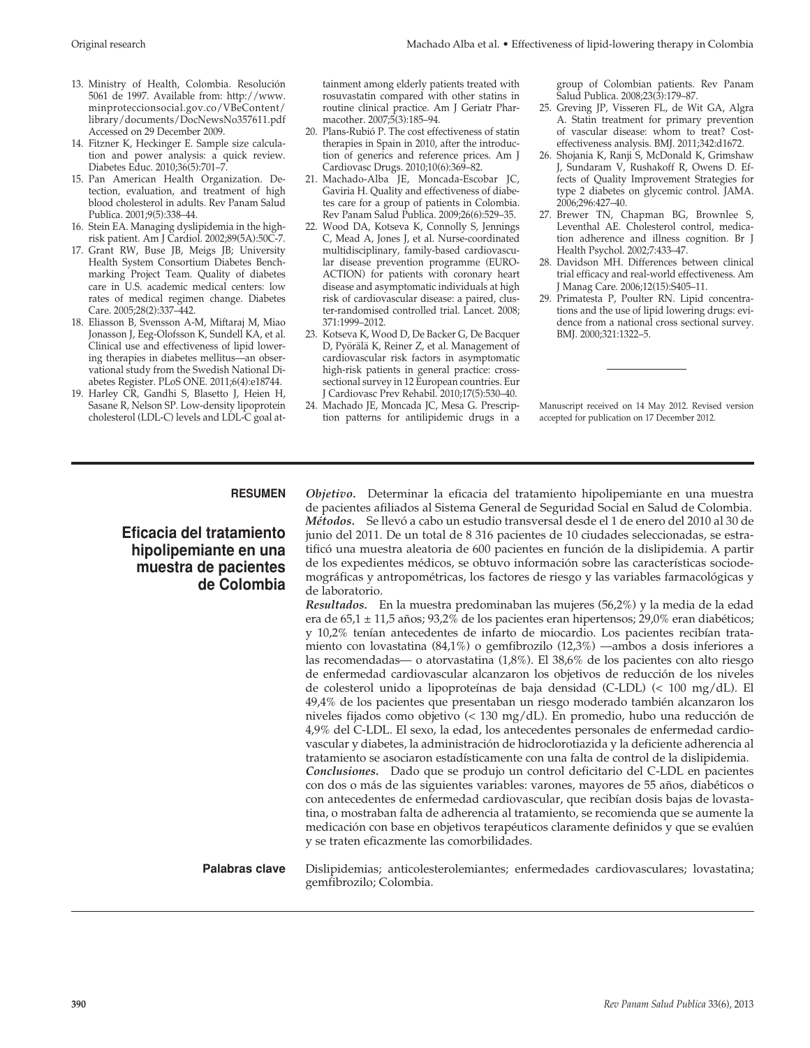13. Ministry of Health, Colombia. Resolución 5061 de 1997. Available from: http://www.minproteccionsocial.gov.co/VBeContent/library/documents/DocNewsNo357611.pdf Accessed on 29 December 2009.
14. Fitzner K, Heckinger E. Sample size calculation and power analysis: a quick review. Diabetes Educ. 2010;36(5):701–7.
15. Pan American Health Organization. Detection, evaluation, and treatment of high blood cholesterol in adults. Rev Panam Salud Publica. 2001;9(5):338–44.
16. Stein EA. Managing dyslipidemia in the high-risk patient. Am J Cardiol. 2002;89(5A):50C-7.
17. Grant RW, Buse JB, Meigs JB; University Health System Consortium Diabetes Benchmarking Project Team. Quality of diabetes care in U.S. academic medical centers: low rates of medical regimen change. Diabetes Care. 2005;28(2):337–442.
18. Eliasson B, Svensson A-M, Miftaraj M, Miao Jonasson J, Eeg-Olofsson K, Sundell KA, et al. Clinical use and effectiveness of lipid lowering therapies in diabetes mellitus—an observational study from the Swedish National Diabetes Register. PLoS ONE. 2011;6(4):e18744.
19. Harley CR, Gandhi S, Blasetto J, Heien H, Sasane R, Nelson SP. Low-density lipoprotein cholesterol (LDL-C) levels and LDL-C goal attainment among elderly patients treated with rosuvastatin compared with other statins in routine clinical practice. Am J Geriatr Pharmacother. 2007;5(3):185–94.
20. Plans-Rubió P. The cost effectiveness of statin therapies in Spain in 2010, after the introduction of generics and reference prices. Am J Cardiovasc Drugs. 2010;10(6):369–82.
21. Machado-Alba JE, Moncada-Escobar JC, Gaviria H. Quality and effectiveness of diabetes care for a group of patients in Colombia. Rev Panam Salud Publica. 2009;26(6):529–35.
22. Wood DA, Kotseva K, Connolly S, Jennings C, Mead A, Jones J, et al. Nurse-coordinated multidisciplinary, family-based cardiovascular disease prevention programme (EUROACTION) for patients with coronary heart disease and asymptomatic individuals at high risk of cardiovascular disease: a paired, cluster-randomised controlled trial. Lancet. 2008; 371:1999–2012.
23. Kotseva K, Wood D, De Backer G, De Bacquer D, Pyörälä K, Reiner Z, et al. Management of cardiovascular risk factors in asymptomatic high-risk patients in general practice: cross-sectional survey in 12 European countries. Eur J Cardiovasc Prev Rehabil. 2010;17(5):530–40.
24. Machado JE, Moncada JC, Mesa G. Prescription patterns for antilipidemic drugs in a group of Colombian patients. Rev Panam Salud Publica. 2008;23(3):179–87.
25. Greving JP, Visseren FL, de Wit GA, Algra A. Statin treatment for primary prevention of vascular disease: whom to treat? Cost-effectiveness analysis. BMJ. 2011;342:d1672.
26. Shojania K, Ranji S, McDonald K, Grimshaw J, Sundaram V, Rushakoff R, Owens D. Effects of Quality Improvement Strategies for type 2 diabetes on glycemic control. JAMA. 2006;296:427–40.
27. Brewer TN, Chapman BG, Brownlee S, Leventhal AE. Cholesterol control, medication adherence and illness cognition. Br J Health Psychol. 2002;7:433–47.
28. Davidson MH. Differences between clinical trial efficacy and real-world effectiveness. Am J Manag Care. 2006;12(15):S405–11.
29. Primatesta P, Poulter RN. Lipid concentrations and the use of lipid lowering drugs: evidence from a national cross sectional survey. BMJ. 2000;321:1322–5.

Manuscript received on 14 May 2012. Revised version accepted for publication on 17 December 2012.

---

**RESUMEN**

## Eficacia del tratamiento hipolipemiante en una muestra de pacientes de Colombia

***Objetivo.*** Determinar la eficacia del tratamiento hipolipemiante en una muestra de pacientes afiliados al Sistema General de Seguridad Social en Salud de Colombia.

***Métodos.*** Se llevó a cabo un estudio transversal desde el 1 de enero del 2010 al 30 de junio del 2011. De un total de 8 316 pacientes de 10 ciudades seleccionadas, se estratificó una muestra aleatoria de 600 pacientes en función de la dislipidemia. A partir de los expedientes médicos, se obtuvo información sobre las características sociodemográficas y antropométricas, los factores de riesgo y las variables farmacológicas y de laboratorio.

***Resultados.*** En la muestra predominaban las mujeres (56,2%) y la media de la edad era de 65,1 ± 11,5 años; 93,2% de los pacientes eran hipertensos; 29,0% eran diabéticos; y 10,2% tenían antecedentes de infarto de miocardio. Los pacientes recibían tratamiento con lovastatina (84,1%) o gemfibrozilo (12,3%) —ambos a dosis inferiores a las recomendadas— o atorvastatina (1,8%). El 38,6% de los pacientes con alto riesgo de enfermedad cardiovascular alcanzaron los objetivos de reducción de los niveles de colesterol unido a lipoproteínas de baja densidad (C-LDL) (< 100 mg/dL). El 49,4% de los pacientes que presentaban un riesgo moderado también alcanzaron los niveles fijados como objetivo (< 130 mg/dL). En promedio, hubo una reducción de 4,9% del C-LDL. El sexo, la edad, los antecedentes personales de enfermedad cardiovascular y diabetes, la administración de hidroclorotiazida y la deficiente adherencia al tratamiento se asociaron estadísticamente con una falta de control de la dislipidemia.

***Conclusiones.*** Dado que se produjo un control deficitario del C-LDL en pacientes con dos o más de las siguientes variables: varones, mayores de 55 años, diabéticos o con antecedentes de enfermedad cardiovascular, que recibían dosis bajas de lovastatina, o mostraban falta de adherencia al tratamiento, se recomienda que se aumente la medicación con base en objetivos terapéuticos claramente definidos y que se evalúen y se traten eficazmente las comorbilidades.

**Palabras clave** Dislipidemias; anticolesterolemiantes; enfermedades cardiovasculares; lovastatina; gemfibrozilo; Colombia.